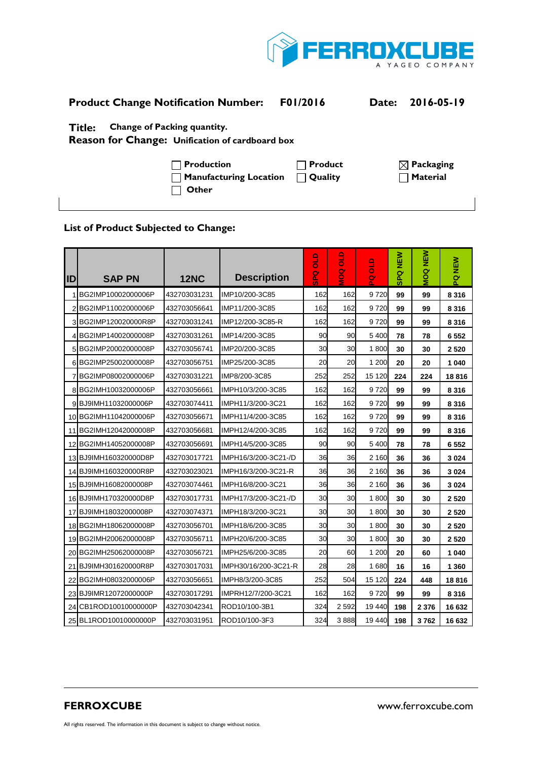**FERROXCUBE**
A YAGEO COMPANY

**Product Change Notification Number: F01/2016** **Date: 2016-05-19**

**Title: Change of Packing quantity.**
**Reason for Change: Unification of cardboard box**

- ☐ Production
- ☐ Product
- ☒ Packaging
- ☐ Manufacturing Location
- ☐ Quality
- ☐ Material
- ☐ Other

**List of Product Subjected to Change:**

| ID | SAP PN | 12NC | Description | SPQ OLD | MOQ OLD | PQ OLD | SPQ NEW | MOQ NEW | PQ NEW |
|---|---|---|---|---|---|---|---|---|---|
| 1 | BG2IMP10002000006P | 432703031231 | IMP10/200-3C85 | 162 | 162 | 9 720 | 99 | 99 | 8 316 |
| 2 | BG2IMP11002000006P | 432703056641 | IMP11/200-3C85 | 162 | 162 | 9 720 | 99 | 99 | 8 316 |
| 3 | BG2IMP120020000R8P | 432703031241 | IMP12/200-3C85-R | 162 | 162 | 9 720 | 99 | 99 | 8 316 |
| 4 | BG2IMP14002000008P | 432703031261 | IMP14/200-3C85 | 90 | 90 | 5 400 | 78 | 78 | 6 552 |
| 5 | BG2IMP20002000008P | 432703056741 | IMP20/200-3C85 | 30 | 30 | 1 800 | 30 | 30 | 2 520 |
| 6 | BG2IMP25002000008P | 432703056751 | IMP25/200-3C85 | 20 | 20 | 1 200 | 20 | 20 | 1 040 |
| 7 | BG2IMP08002000006P | 432703031221 | IMP8/200-3C85 | 252 | 252 | 15 120 | 224 | 224 | 18 816 |
| 8 | BG2IMH10032000006P | 432703056661 | IMPH10/3/200-3C85 | 162 | 162 | 9 720 | 99 | 99 | 8 316 |
| 9 | BJ9IMH11032000006P | 432703074411 | IMPH11/3/200-3C21 | 162 | 162 | 9 720 | 99 | 99 | 8 316 |
| 10 | BG2IMH11042000006P | 432703056671 | IMPH11/4/200-3C85 | 162 | 162 | 9 720 | 99 | 99 | 8 316 |
| 11 | BG2IMH12042000008P | 432703056681 | IMPH12/4/200-3C85 | 162 | 162 | 9 720 | 99 | 99 | 8 316 |
| 12 | BG2IMH14052000008P | 432703056691 | IMPH14/5/200-3C85 | 90 | 90 | 5 400 | 78 | 78 | 6 552 |
| 13 | BJ9IMH160320000D8P | 432703017721 | IMPH16/3/200-3C21-/D | 36 | 36 | 2 160 | 36 | 36 | 3 024 |
| 14 | BJ9IMH160320000R8P | 432703023021 | IMPH16/3/200-3C21-R | 36 | 36 | 2 160 | 36 | 36 | 3 024 |
| 15 | BJ9IMH16082000008P | 432703074461 | IMPH16/8/200-3C21 | 36 | 36 | 2 160 | 36 | 36 | 3 024 |
| 16 | BJ9IMH170320000D8P | 432703017731 | IMPH17/3/200-3C21-/D | 30 | 30 | 1 800 | 30 | 30 | 2 520 |
| 17 | BJ9IMH18032000008P | 432703074371 | IMPH18/3/200-3C21 | 30 | 30 | 1 800 | 30 | 30 | 2 520 |
| 18 | BG2IMH18062000008P | 432703056701 | IMPH18/6/200-3C85 | 30 | 30 | 1 800 | 30 | 30 | 2 520 |
| 19 | BG2IMH20062000008P | 432703056711 | IMPH20/6/200-3C85 | 30 | 30 | 1 800 | 30 | 30 | 2 520 |
| 20 | BG2IMH25062000008P | 432703056721 | IMPH25/6/200-3C85 | 20 | 60 | 1 200 | 20 | 60 | 1 040 |
| 21 | BJ9IMH301620000R8P | 432703017031 | IMPH30/16/200-3C21-R | 28 | 28 | 1 680 | 16 | 16 | 1 360 |
| 22 | BG2IMH08032000006P | 432703056651 | IMPH8/3/200-3C85 | 252 | 504 | 15 120 | 224 | 448 | 18 816 |
| 23 | BJ9IMR12072000000P | 432703017291 | IMPRH12/7/200-3C21 | 162 | 162 | 9 720 | 99 | 99 | 8 316 |
| 24 | CB1ROD10010000000P | 432703042341 | ROD10/100-3B1 | 324 | 2 592 | 19 440 | 198 | 2 376 | 16 632 |
| 25 | BL1ROD10010000000P | 432703031951 | ROD10/100-3F3 | 324 | 3 888 | 19 440 | 198 | 3 762 | 16 632 |

**FERROXCUBE** www.ferroxcube.com

All rights reserved. The information in this document is subject to change without notice.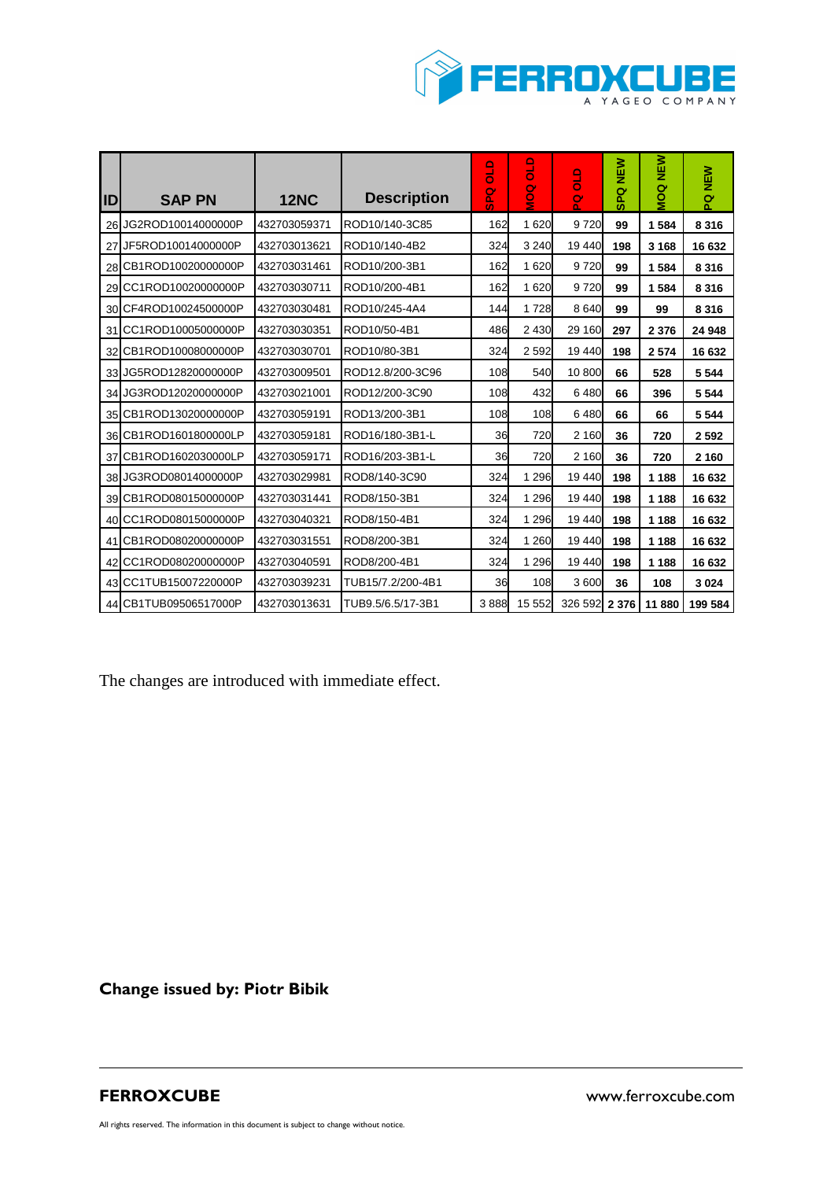| ID | SAP PN | 12NC | Description | SPQ OLD | MOQ OLD | PQ OLD | SPQ NEW | MOQ NEW | PQ NEW |
|---|---|---|---|---|---|---|---|---|---|
| 26 | JG2ROD10014000000P | 432703059371 | ROD10/140-3C85 | 162 | 1 620 | 9 720 | **99** | **1 584** | **8 316** |
| 27 | JF5ROD10014000000P | 432703013621 | ROD10/140-4B2 | 324 | 3 240 | 19 440 | **198** | **3 168** | **16 632** |
| 28 | CB1ROD10020000000P | 432703031461 | ROD10/200-3B1 | 162 | 1 620 | 9 720 | **99** | **1 584** | **8 316** |
| 29 | CC1ROD10020000000P | 432703030711 | ROD10/200-4B1 | 162 | 1 620 | 9 720 | **99** | **1 584** | **8 316** |
| 30 | CF4ROD10024500000P | 432703030481 | ROD10/245-4A4 | 144 | 1 728 | 8 640 | **99** | **99** | **8 316** |
| 31 | CC1ROD10005000000P | 432703030351 | ROD10/50-4B1 | 486 | 2 430 | 29 160 | **297** | **2 376** | **24 948** |
| 32 | CB1ROD10008000000P | 432703030701 | ROD10/80-3B1 | 324 | 2 592 | 19 440 | **198** | **2 574** | **16 632** |
| 33 | JG5ROD12820000000P | 432703009501 | ROD12.8/200-3C96 | 108 | 540 | 10 800 | **66** | **528** | **5 544** |
| 34 | JG3ROD12020000000P | 432703021001 | ROD12/200-3C90 | 108 | 432 | 6 480 | **66** | **396** | **5 544** |
| 35 | CB1ROD13020000000P | 432703059191 | ROD13/200-3B1 | 108 | 108 | 6 480 | **66** | **66** | **5 544** |
| 36 | CB1ROD1601800000LP | 432703059181 | ROD16/180-3B1-L | 36 | 720 | 2 160 | **36** | **720** | **2 592** |
| 37 | CB1ROD1602030000LP | 432703059171 | ROD16/203-3B1-L | 36 | 720 | 2 160 | **36** | **720** | **2 160** |
| 38 | JG3ROD08014000000P | 432703029981 | ROD8/140-3C90 | 324 | 1 296 | 19 440 | **198** | **1 188** | **16 632** |
| 39 | CB1ROD08015000000P | 432703031441 | ROD8/150-3B1 | 324 | 1 296 | 19 440 | **198** | **1 188** | **16 632** |
| 40 | CC1ROD08015000000P | 432703040321 | ROD8/150-4B1 | 324 | 1 296 | 19 440 | **198** | **1 188** | **16 632** |
| 41 | CB1ROD08020000000P | 432703031551 | ROD8/200-3B1 | 324 | 1 260 | 19 440 | **198** | **1 188** | **16 632** |
| 42 | CC1ROD08020000000P | 432703040591 | ROD8/200-4B1 | 324 | 1 296 | 19 440 | **198** | **1 188** | **16 632** |
| 43 | CC1TUB15007220000P | 432703039231 | TUB15/7.2/200-4B1 | 36 | 108 | 3 600 | **36** | **108** | **3 024** |
| 44 | CB1TUB09506517000P | 432703013631 | TUB9.5/6.5/17-3B1 | 3 888 | 15 552 | 326 592 | **2 376** | **11 880** | **199 584** |

The changes are introduced with immediate effect.

**Change issued by: Piotr Bibik**